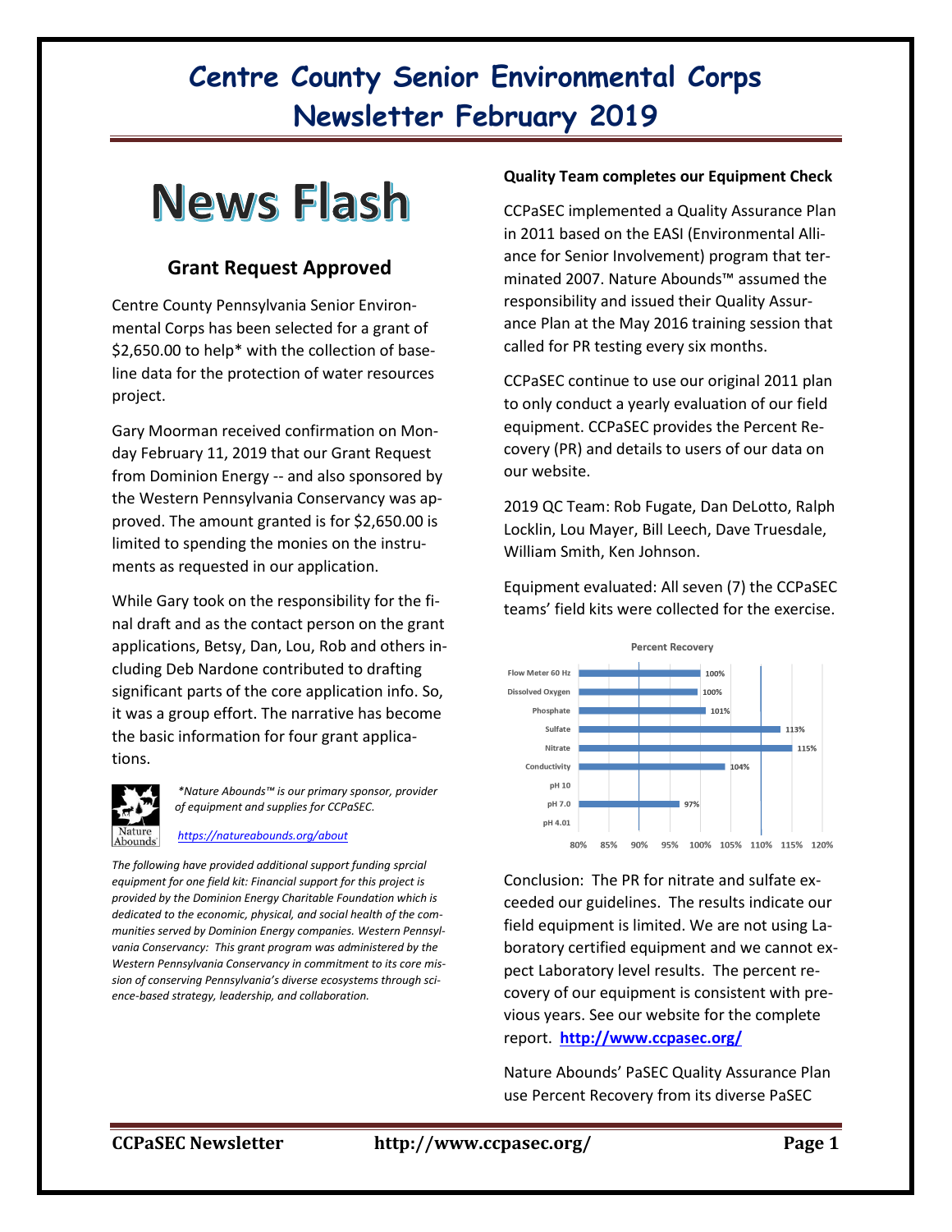// Centre County Senior Environmental Corps
# Centre County Senior Environmental Corps Newsletter February 2019

## News Flash

### Grant Request Approved

Centre County Pennsylvania Senior Environmental Corps has been selected for a grant of $2,650.00 to help* with the collection of baseline data for the protection of water resources project.

Gary Moorman received confirmation on Monday February 11, 2019 that our Grant Request from Dominion Energy -- and also sponsored by the Western Pennsylvania Conservancy was approved. The amount granted is for $2,650.00 is limited to spending the monies on the instruments as requested in our application.

While Gary took on the responsibility for the final draft and as the contact person on the grant applications, Betsy, Dan, Lou, Rob and others including Deb Nardone contributed to drafting significant parts of the core application info. So, it was a group effort. The narrative has become the basic information for four grant applications.

*\*Nature Abounds™ is our primary sponsor, provider of equipment and supplies for CCPaSEC.*

*https://natureabounds.org/about*

*The following have provided additional support funding sprcial equipment for one field kit: Financial support for this project is provided by the Dominion Energy Charitable Foundation which is dedicated to the economic, physical, and social health of the communities served by Dominion Energy companies. Western Pennsylvania Conservancy: This grant program was administered by the Western Pennsylvania Conservancy in commitment to its core mission of conserving Pennsylvania's diverse ecosystems through science-based strategy, leadership, and collaboration.*

**Quality Team completes our Equipment Check**

CCPaSEC implemented a Quality Assurance Plan in 2011 based on the EASI (Environmental Alliance for Senior Involvement) program that terminated 2007. Nature Abounds™ assumed the responsibility and issued their Quality Assurance Plan at the May 2016 training session that called for PR testing every six months.

CCPaSEC continue to use our original 2011 plan to only conduct a yearly evaluation of our field equipment. CCPaSEC provides the Percent Recovery (PR) and details to users of our data on our website.

2019 QC Team: Rob Fugate, Dan DeLotto, Ralph Locklin, Lou Mayer, Bill Leech, Dave Truesdale, William Smith, Ken Johnson.

Equipment evaluated: All seven (7) the CCPaSEC teams' field kits were collected for the exercise.

**Percent Recovery**

| Parameter | Percent Recovery |
|---|---|
| Flow Meter 60 Hz | 100% |
| Dissolved Oxygen | 100% |
| Phosphate | 101% |
| Sulfate | 113% |
| Nitrate | 115% |
| Conductivity | 104% |
| pH 10 | |
| pH 7.0 | 97% |
| pH 4.01 | |

Conclusion: The PR for nitrate and sulfate exceeded our guidelines. The results indicate our field equipment is limited. We are not using Laboratory certified equipment and we cannot expect Laboratory level results. The percent recovery of our equipment is consistent with previous years. See our website for the complete report. **http://www.ccpasec.org/**

Nature Abounds' PaSEC Quality Assurance Plan use Percent Recovery from its diverse PaSEC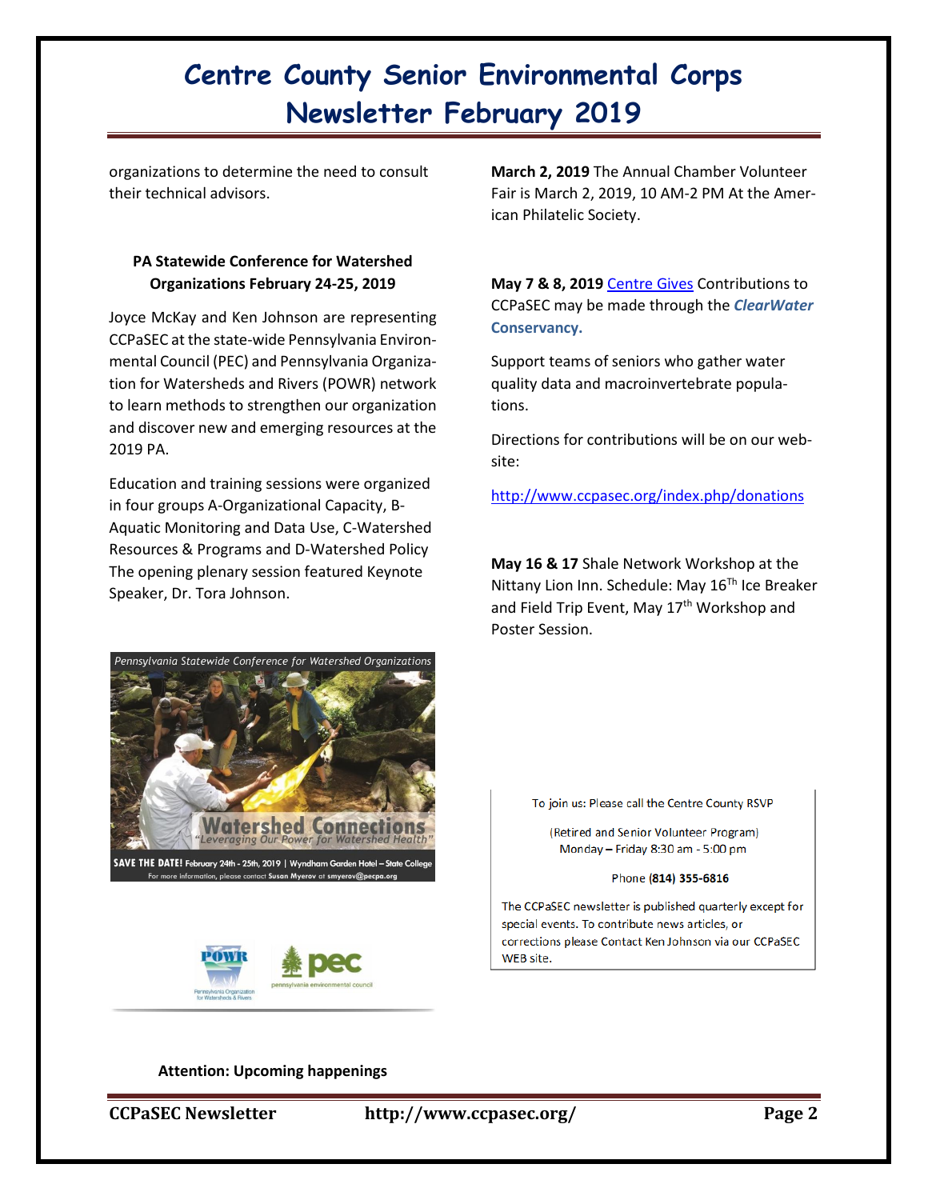organizations to determine the need to consult their technical advisors.

**PA Statewide Conference for Watershed Organizations February 24-25, 2019**

Joyce McKay and Ken Johnson are representing CCPaSEC at the state-wide Pennsylvania Environmental Council (PEC) and Pennsylvania Organization for Watersheds and Rivers (POWR) network to learn methods to strengthen our organization and discover new and emerging resources at the 2019 PA.

Education and training sessions were organized in four groups A-Organizational Capacity, B-Aquatic Monitoring and Data Use, C-Watershed Resources & Programs and D-Watershed Policy The opening plenary session featured Keynote Speaker, Dr. Tora Johnson.

Pennsylvania Statewide Conference for Watershed Organizations

Watershed Connections
"Leveraging Our Power for Watershed Health"

SAVE THE DATE! February 24th - 25th, 2019 | Wyndham Garden Hotel – State College
For more information, please contact Susan Myerov at smyerov@pecpa.org

POWR Pennsylvania Organization for Watersheds & Rivers

pec pennsylvania environmental council

**Attention: Upcoming happenings**

**March 2, 2019** The Annual Chamber Volunteer Fair is March 2, 2019, 10 AM-2 PM At the American Philatelic Society.

**May 7 & 8, 2019** Centre Gives Contributions to CCPaSEC may be made through the ***ClearWater Conservancy.***

Support teams of seniors who gather water quality data and macroinvertebrate populations.

Directions for contributions will be on our website:

http://www.ccpasec.org/index.php/donations

**May 16 & 17** Shale Network Workshop at the Nittany Lion Inn. Schedule: May 16th Ice Breaker and Field Trip Event, May 17th Workshop and Poster Session.

To join us: Please call the Centre County RSVP

(Retired and Senior Volunteer Program)
Monday – Friday 8:30 am - 5:00 pm

Phone **(814) 355-6816**

The CCPaSEC newsletter is published quarterly except for special events. To contribute news articles, or corrections please Contact Ken Johnson via our CCPaSEC WEB site.